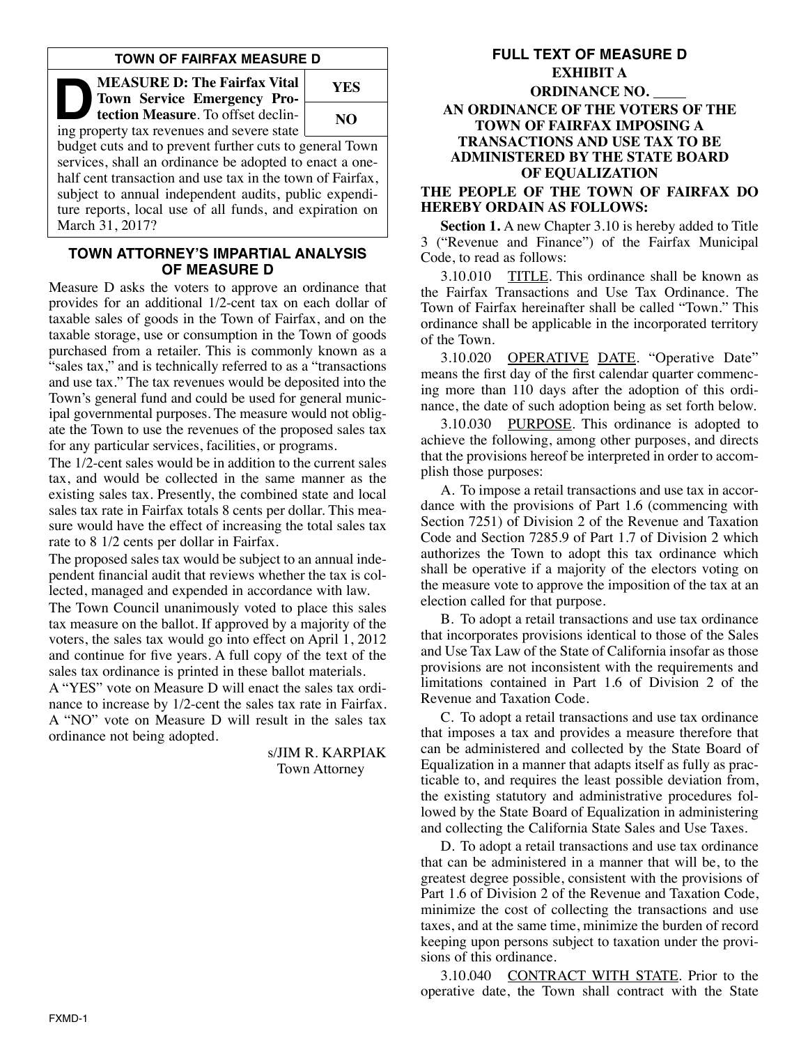## TOWN OF FAIRFAX MEASURE D

| **MEASURE D: The Fairfax Vital Town Service Emergency Protection Measure**. To offset declining property tax revenues and severe state budget cuts and to prevent further cuts to general Town services, shall an ordinance be adopted to enact a one-half cent transaction and use tax in the town of Fairfax, subject to annual independent audits, public expenditure reports, local use of all funds, and expiration on March 31, 2017? | **YES** |
| --- | --- |
| | **NO** |

## TOWN ATTORNEY'S IMPARTIAL ANALYSIS OF MEASURE D

Measure D asks the voters to approve an ordinance that provides for an additional 1/2-cent tax on each dollar of taxable sales of goods in the Town of Fairfax, and on the taxable storage, use or consumption in the Town of goods purchased from a retailer. This is commonly known as a "sales tax," and is technically referred to as a "transactions and use tax." The tax revenues would be deposited into the Town's general fund and could be used for general municipal governmental purposes. The measure would not obligate the Town to use the revenues of the proposed sales tax for any particular services, facilities, or programs.

The 1/2-cent sales would be in addition to the current sales tax, and would be collected in the same manner as the existing sales tax. Presently, the combined state and local sales tax rate in Fairfax totals 8 cents per dollar. This measure would have the effect of increasing the total sales tax rate to 8 1/2 cents per dollar in Fairfax.

The proposed sales tax would be subject to an annual independent financial audit that reviews whether the tax is collected, managed and expended in accordance with law.

The Town Council unanimously voted to place this sales tax measure on the ballot. If approved by a majority of the voters, the sales tax would go into effect on April 1, 2012 and continue for five years. A full copy of the text of the sales tax ordinance is printed in these ballot materials.

A "YES" vote on Measure D will enact the sales tax ordinance to increase by 1/2-cent the sales tax rate in Fairfax. A "NO" vote on Measure D will result in the sales tax ordinance not being adopted.

s/JIM R. KARPIAK
Town Attorney

## FULL TEXT OF MEASURE D

### EXHIBIT A

### ORDINANCE NO. ____

### AN ORDINANCE OF THE VOTERS OF THE TOWN OF FAIRFAX IMPOSING A TRANSACTIONS AND USE TAX TO BE ADMINISTERED BY THE STATE BOARD OF EQUALIZATION

**THE PEOPLE OF THE TOWN OF FAIRFAX DO HEREBY ORDAIN AS FOLLOWS:**

**Section 1.** A new Chapter 3.10 is hereby added to Title 3 ("Revenue and Finance") of the Fairfax Municipal Code, to read as follows:

3.10.010 TITLE. This ordinance shall be known as the Fairfax Transactions and Use Tax Ordinance. The Town of Fairfax hereinafter shall be called "Town." This ordinance shall be applicable in the incorporated territory of the Town.

3.10.020 OPERATIVE DATE. "Operative Date" means the first day of the first calendar quarter commencing more than 110 days after the adoption of this ordinance, the date of such adoption being as set forth below.

3.10.030 PURPOSE. This ordinance is adopted to achieve the following, among other purposes, and directs that the provisions hereof be interpreted in order to accomplish those purposes:

A. To impose a retail transactions and use tax in accordance with the provisions of Part 1.6 (commencing with Section 7251) of Division 2 of the Revenue and Taxation Code and Section 7285.9 of Part 1.7 of Division 2 which authorizes the Town to adopt this tax ordinance which shall be operative if a majority of the electors voting on the measure vote to approve the imposition of the tax at an election called for that purpose.

B. To adopt a retail transactions and use tax ordinance that incorporates provisions identical to those of the Sales and Use Tax Law of the State of California insofar as those provisions are not inconsistent with the requirements and limitations contained in Part 1.6 of Division 2 of the Revenue and Taxation Code.

C. To adopt a retail transactions and use tax ordinance that imposes a tax and provides a measure therefore that can be administered and collected by the State Board of Equalization in a manner that adapts itself as fully as practicable to, and requires the least possible deviation from, the existing statutory and administrative procedures followed by the State Board of Equalization in administering and collecting the California State Sales and Use Taxes.

D. To adopt a retail transactions and use tax ordinance that can be administered in a manner that will be, to the greatest degree possible, consistent with the provisions of Part 1.6 of Division 2 of the Revenue and Taxation Code, minimize the cost of collecting the transactions and use taxes, and at the same time, minimize the burden of record keeping upon persons subject to taxation under the provisions of this ordinance.

3.10.040 CONTRACT WITH STATE. Prior to the operative date, the Town shall contract with the State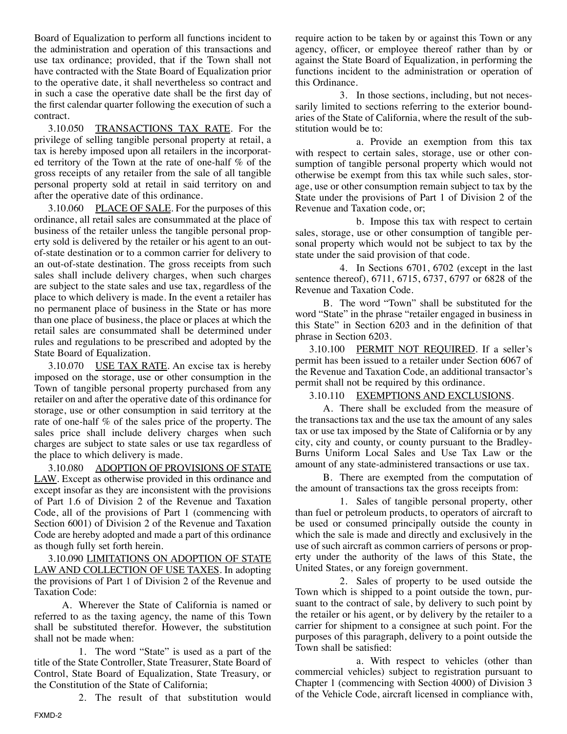Board of Equalization to perform all functions incident to the administration and operation of this transactions and use tax ordinance; provided, that if the Town shall not have contracted with the State Board of Equalization prior to the operative date, it shall nevertheless so contract and in such a case the operative date shall be the first day of the first calendar quarter following the execution of such a contract.

3.10.050 TRANSACTIONS TAX RATE. For the privilege of selling tangible personal property at retail, a tax is hereby imposed upon all retailers in the incorporated territory of the Town at the rate of one-half % of the gross receipts of any retailer from the sale of all tangible personal property sold at retail in said territory on and after the operative date of this ordinance.

3.10.060 PLACE OF SALE. For the purposes of this ordinance, all retail sales are consummated at the place of business of the retailer unless the tangible personal property sold is delivered by the retailer or his agent to an out-of-state destination or to a common carrier for delivery to an out-of-state destination. The gross receipts from such sales shall include delivery charges, when such charges are subject to the state sales and use tax, regardless of the place to which delivery is made. In the event a retailer has no permanent place of business in the State or has more than one place of business, the place or places at which the retail sales are consummated shall be determined under rules and regulations to be prescribed and adopted by the State Board of Equalization.

3.10.070 USE TAX RATE. An excise tax is hereby imposed on the storage, use or other consumption in the Town of tangible personal property purchased from any retailer on and after the operative date of this ordinance for storage, use or other consumption in said territory at the rate of one-half % of the sales price of the property. The sales price shall include delivery charges when such charges are subject to state sales or use tax regardless of the place to which delivery is made.

3.10.080 ADOPTION OF PROVISIONS OF STATE LAW. Except as otherwise provided in this ordinance and except insofar as they are inconsistent with the provisions of Part 1.6 of Division 2 of the Revenue and Taxation Code, all of the provisions of Part 1 (commencing with Section 6001) of Division 2 of the Revenue and Taxation Code are hereby adopted and made a part of this ordinance as though fully set forth herein.

3.10.090 LIMITATIONS ON ADOPTION OF STATE LAW AND COLLECTION OF USE TAXES. In adopting the provisions of Part 1 of Division 2 of the Revenue and Taxation Code:

A. Wherever the State of California is named or referred to as the taxing agency, the name of this Town shall be substituted therefor. However, the substitution shall not be made when:

1. The word "State" is used as a part of the title of the State Controller, State Treasurer, State Board of Control, State Board of Equalization, State Treasury, or the Constitution of the State of California;

2. The result of that substitution would require action to be taken by or against this Town or any agency, officer, or employee thereof rather than by or against the State Board of Equalization, in performing the functions incident to the administration or operation of this Ordinance.

3. In those sections, including, but not necessarily limited to sections referring to the exterior boundaries of the State of California, where the result of the substitution would be to:

a. Provide an exemption from this tax with respect to certain sales, storage, use or other consumption of tangible personal property which would not otherwise be exempt from this tax while such sales, storage, use or other consumption remain subject to tax by the State under the provisions of Part 1 of Division 2 of the Revenue and Taxation code, or;

b. Impose this tax with respect to certain sales, storage, use or other consumption of tangible personal property which would not be subject to tax by the state under the said provision of that code.

4. In Sections 6701, 6702 (except in the last sentence thereof), 6711, 6715, 6737, 6797 or 6828 of the Revenue and Taxation Code.

B. The word "Town" shall be substituted for the word "State" in the phrase "retailer engaged in business in this State" in Section 6203 and in the definition of that phrase in Section 6203.

3.10.100 PERMIT NOT REQUIRED. If a seller's permit has been issued to a retailer under Section 6067 of the Revenue and Taxation Code, an additional transactor's permit shall not be required by this ordinance.

3.10.110 EXEMPTIONS AND EXCLUSIONS.

A. There shall be excluded from the measure of the transactions tax and the use tax the amount of any sales tax or use tax imposed by the State of California or by any city, city and county, or county pursuant to the Bradley-Burns Uniform Local Sales and Use Tax Law or the amount of any state-administered transactions or use tax.

B. There are exempted from the computation of the amount of transactions tax the gross receipts from:

1. Sales of tangible personal property, other than fuel or petroleum products, to operators of aircraft to be used or consumed principally outside the county in which the sale is made and directly and exclusively in the use of such aircraft as common carriers of persons or property under the authority of the laws of this State, the United States, or any foreign government.

2. Sales of property to be used outside the Town which is shipped to a point outside the town, pursuant to the contract of sale, by delivery to such point by the retailer or his agent, or by delivery by the retailer to a carrier for shipment to a consignee at such point. For the purposes of this paragraph, delivery to a point outside the Town shall be satisfied:

a. With respect to vehicles (other than commercial vehicles) subject to registration pursuant to Chapter 1 (commencing with Section 4000) of Division 3 of the Vehicle Code, aircraft licensed in compliance with,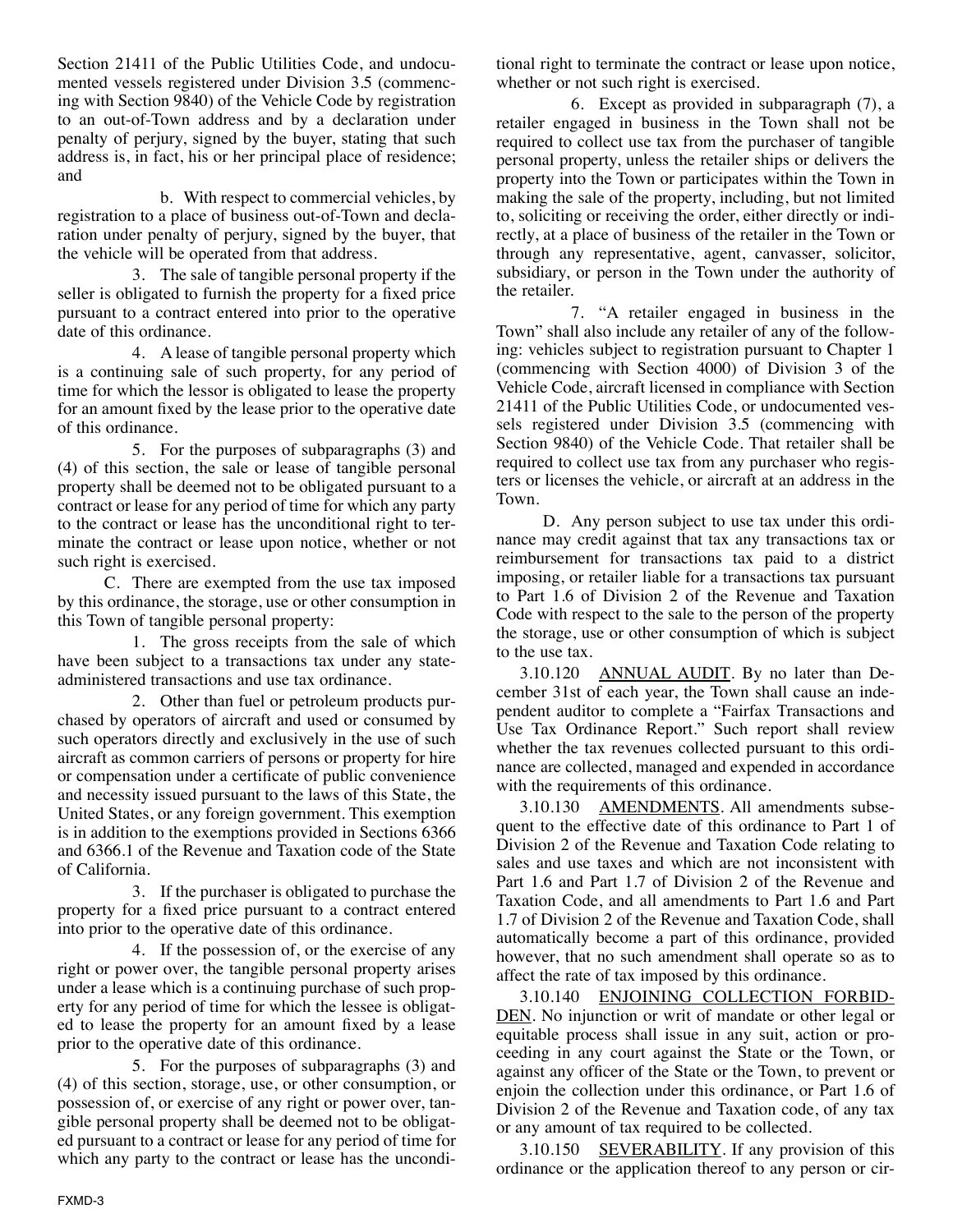Section 21411 of the Public Utilities Code, and undocumented vessels registered under Division 3.5 (commencing with Section 9840) of the Vehicle Code by registration to an out-of-Town address and by a declaration under penalty of perjury, signed by the buyer, stating that such address is, in fact, his or her principal place of residence; and

b. With respect to commercial vehicles, by registration to a place of business out-of-Town and declaration under penalty of perjury, signed by the buyer, that the vehicle will be operated from that address.

3. The sale of tangible personal property if the seller is obligated to furnish the property for a fixed price pursuant to a contract entered into prior to the operative date of this ordinance.

4. A lease of tangible personal property which is a continuing sale of such property, for any period of time for which the lessor is obligated to lease the property for an amount fixed by the lease prior to the operative date of this ordinance.

5. For the purposes of subparagraphs (3) and (4) of this section, the sale or lease of tangible personal property shall be deemed not to be obligated pursuant to a contract or lease for any period of time for which any party to the contract or lease has the unconditional right to terminate the contract or lease upon notice, whether or not such right is exercised.

C. There are exempted from the use tax imposed by this ordinance, the storage, use or other consumption in this Town of tangible personal property:

1. The gross receipts from the sale of which have been subject to a transactions tax under any state-administered transactions and use tax ordinance.

2. Other than fuel or petroleum products purchased by operators of aircraft and used or consumed by such operators directly and exclusively in the use of such aircraft as common carriers of persons or property for hire or compensation under a certificate of public convenience and necessity issued pursuant to the laws of this State, the United States, or any foreign government. This exemption is in addition to the exemptions provided in Sections 6366 and 6366.1 of the Revenue and Taxation code of the State of California.

3. If the purchaser is obligated to purchase the property for a fixed price pursuant to a contract entered into prior to the operative date of this ordinance.

4. If the possession of, or the exercise of any right or power over, the tangible personal property arises under a lease which is a continuing purchase of such property for any period of time for which the lessee is obligated to lease the property for an amount fixed by a lease prior to the operative date of this ordinance.

5. For the purposes of subparagraphs (3) and (4) of this section, storage, use, or other consumption, or possession of, or exercise of any right or power over, tangible personal property shall be deemed not to be obligated pursuant to a contract or lease for any period of time for which any party to the contract or lease has the unconditional right to terminate the contract or lease upon notice, whether or not such right is exercised.

6. Except as provided in subparagraph (7), a retailer engaged in business in the Town shall not be required to collect use tax from the purchaser of tangible personal property, unless the retailer ships or delivers the property into the Town or participates within the Town in making the sale of the property, including, but not limited to, soliciting or receiving the order, either directly or indirectly, at a place of business of the retailer in the Town or through any representative, agent, canvasser, solicitor, subsidiary, or person in the Town under the authority of the retailer.

7. "A retailer engaged in business in the Town" shall also include any retailer of any of the following: vehicles subject to registration pursuant to Chapter 1 (commencing with Section 4000) of Division 3 of the Vehicle Code, aircraft licensed in compliance with Section 21411 of the Public Utilities Code, or undocumented vessels registered under Division 3.5 (commencing with Section 9840) of the Vehicle Code. That retailer shall be required to collect use tax from any purchaser who registers or licenses the vehicle, or aircraft at an address in the Town.

D. Any person subject to use tax under this ordinance may credit against that tax any transactions tax or reimbursement for transactions tax paid to a district imposing, or retailer liable for a transactions tax pursuant to Part 1.6 of Division 2 of the Revenue and Taxation Code with respect to the sale to the person of the property the storage, use or other consumption of which is subject to the use tax.

3.10.120 ANNUAL AUDIT. By no later than December 31st of each year, the Town shall cause an independent auditor to complete a "Fairfax Transactions and Use Tax Ordinance Report." Such report shall review whether the tax revenues collected pursuant to this ordinance are collected, managed and expended in accordance with the requirements of this ordinance.

3.10.130 AMENDMENTS. All amendments subsequent to the effective date of this ordinance to Part 1 of Division 2 of the Revenue and Taxation Code relating to sales and use taxes and which are not inconsistent with Part 1.6 and Part 1.7 of Division 2 of the Revenue and Taxation Code, and all amendments to Part 1.6 and Part 1.7 of Division 2 of the Revenue and Taxation Code, shall automatically become a part of this ordinance, provided however, that no such amendment shall operate so as to affect the rate of tax imposed by this ordinance.

3.10.140 ENJOINING COLLECTION FORBIDDEN. No injunction or writ of mandate or other legal or equitable process shall issue in any suit, action or proceeding in any court against the State or the Town, or against any officer of the State or the Town, to prevent or enjoin the collection under this ordinance, or Part 1.6 of Division 2 of the Revenue and Taxation code, of any tax or any amount of tax required to be collected.

3.10.150 SEVERABILITY. If any provision of this ordinance or the application thereof to any person or cir-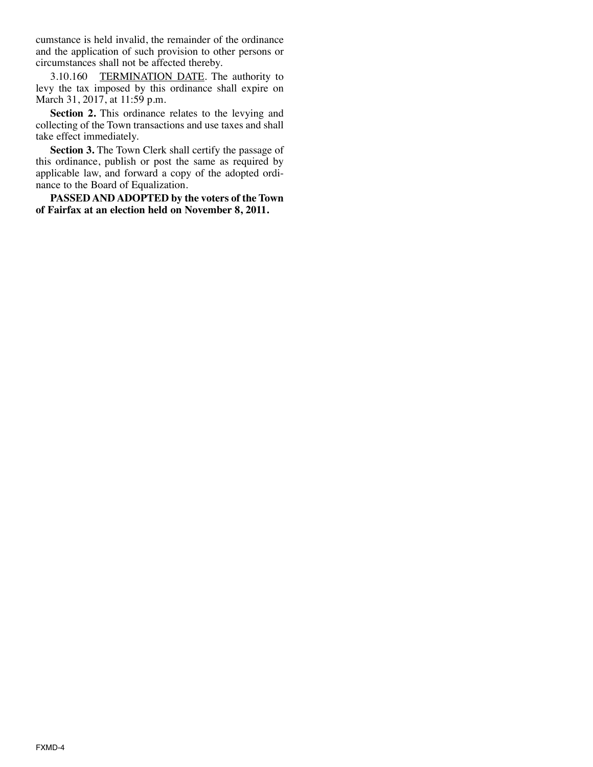cumstance is held invalid, the remainder of the ordinance and the application of such provision to other persons or circumstances shall not be affected thereby.

3.10.160 TERMINATION DATE. The authority to levy the tax imposed by this ordinance shall expire on March 31, 2017, at 11:59 p.m.

**Section 2.** This ordinance relates to the levying and collecting of the Town transactions and use taxes and shall take effect immediately.

**Section 3.** The Town Clerk shall certify the passage of this ordinance, publish or post the same as required by applicable law, and forward a copy of the adopted ordinance to the Board of Equalization.

**PASSED AND ADOPTED by the voters of the Town of Fairfax at an election held on November 8, 2011.**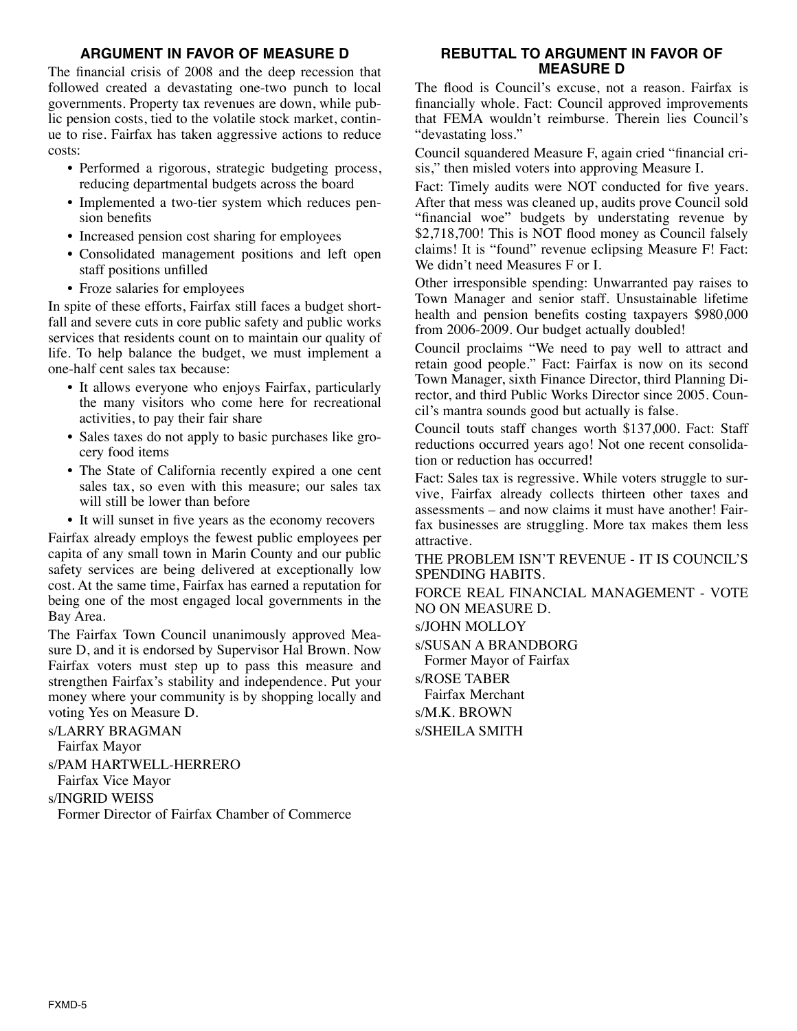## ARGUMENT IN FAVOR OF MEASURE D

The financial crisis of 2008 and the deep recession that followed created a devastating one-two punch to local governments. Property tax revenues are down, while public pension costs, tied to the volatile stock market, continue to rise. Fairfax has taken aggressive actions to reduce costs:

- Performed a rigorous, strategic budgeting process, reducing departmental budgets across the board
- Implemented a two-tier system which reduces pension benefits
- Increased pension cost sharing for employees
- Consolidated management positions and left open staff positions unfilled
- Froze salaries for employees

In spite of these efforts, Fairfax still faces a budget shortfall and severe cuts in core public safety and public works services that residents count on to maintain our quality of life. To help balance the budget, we must implement a one-half cent sales tax because:

- It allows everyone who enjoys Fairfax, particularly the many visitors who come here for recreational activities, to pay their fair share
- Sales taxes do not apply to basic purchases like grocery food items
- The State of California recently expired a one cent sales tax, so even with this measure; our sales tax will still be lower than before
- It will sunset in five years as the economy recovers

Fairfax already employs the fewest public employees per capita of any small town in Marin County and our public safety services are being delivered at exceptionally low cost. At the same time, Fairfax has earned a reputation for being one of the most engaged local governments in the Bay Area.

The Fairfax Town Council unanimously approved Measure D, and it is endorsed by Supervisor Hal Brown. Now Fairfax voters must step up to pass this measure and strengthen Fairfax's stability and independence. Put your money where your community is by shopping locally and voting Yes on Measure D.

s/LARRY BRAGMAN
Fairfax Mayor

s/PAM HARTWELL-HERRERO
Fairfax Vice Mayor

s/INGRID WEISS
Former Director of Fairfax Chamber of Commerce

## REBUTTAL TO ARGUMENT IN FAVOR OF MEASURE D

The flood is Council's excuse, not a reason. Fairfax is financially whole. Fact: Council approved improvements that FEMA wouldn't reimburse. Therein lies Council's "devastating loss."

Council squandered Measure F, again cried "financial crisis," then misled voters into approving Measure I.

Fact: Timely audits were NOT conducted for five years. After that mess was cleaned up, audits prove Council sold "financial woe" budgets by understating revenue by $2,718,700! This is NOT flood money as Council falsely claims! It is "found" revenue eclipsing Measure F! Fact: We didn't need Measures F or I.

Other irresponsible spending: Unwarranted pay raises to Town Manager and senior staff. Unsustainable lifetime health and pension benefits costing taxpayers $980,000 from 2006-2009. Our budget actually doubled!

Council proclaims "We need to pay well to attract and retain good people." Fact: Fairfax is now on its second Town Manager, sixth Finance Director, third Planning Director, and third Public Works Director since 2005. Council's mantra sounds good but actually is false.

Council touts staff changes worth $137,000. Fact: Staff reductions occurred years ago! Not one recent consolidation or reduction has occurred!

Fact: Sales tax is regressive. While voters struggle to survive, Fairfax already collects thirteen other taxes and assessments – and now claims it must have another! Fairfax businesses are struggling. More tax makes them less attractive.

THE PROBLEM ISN'T REVENUE - IT IS COUNCIL'S SPENDING HABITS.

FORCE REAL FINANCIAL MANAGEMENT - VOTE NO ON MEASURE D.

s/JOHN MOLLOY

s/SUSAN A BRANDBORG
Former Mayor of Fairfax

s/ROSE TABER
Fairfax Merchant

s/M.K. BROWN

s/SHEILA SMITH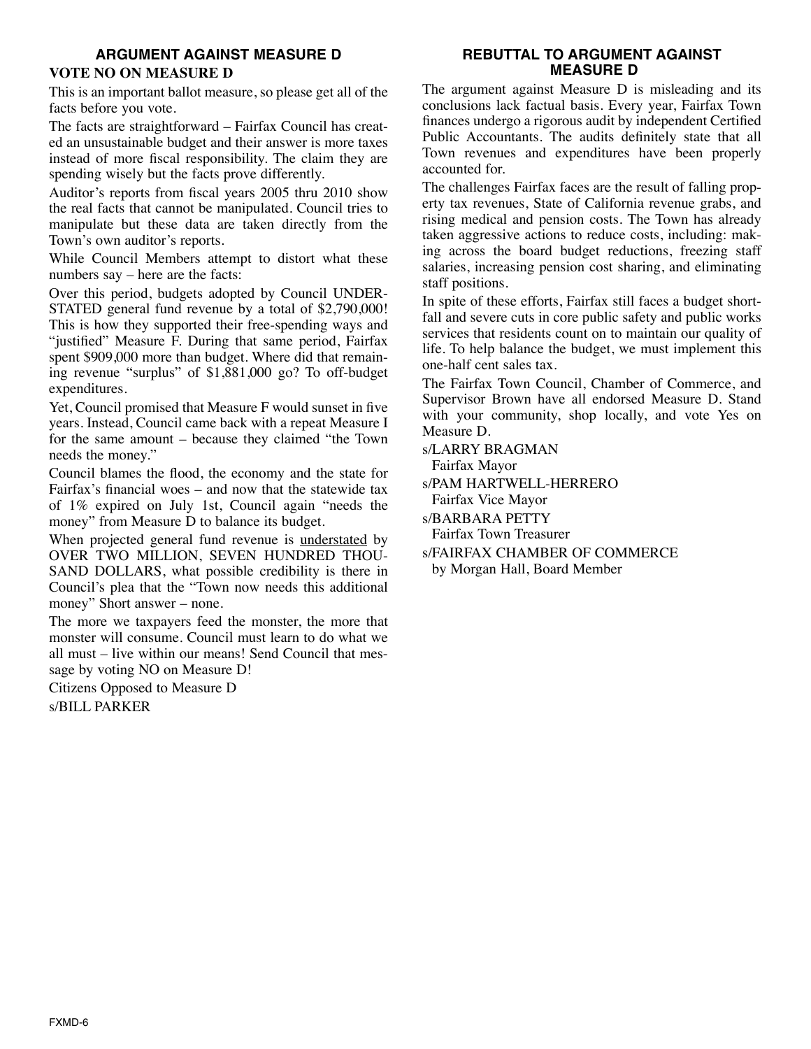## ARGUMENT AGAINST MEASURE D

**VOTE NO ON MEASURE D**

This is an important ballot measure, so please get all of the facts before you vote.

The facts are straightforward – Fairfax Council has created an unsustainable budget and their answer is more taxes instead of more fiscal responsibility. The claim they are spending wisely but the facts prove differently.

Auditor's reports from fiscal years 2005 thru 2010 show the real facts that cannot be manipulated. Council tries to manipulate but these data are taken directly from the Town's own auditor's reports.

While Council Members attempt to distort what these numbers say – here are the facts:

Over this period, budgets adopted by Council UNDERSTATED general fund revenue by a total of $2,790,000! This is how they supported their free-spending ways and "justified" Measure F. During that same period, Fairfax spent $909,000 more than budget. Where did that remaining revenue "surplus" of $1,881,000 go? To off-budget expenditures.

Yet, Council promised that Measure F would sunset in five years. Instead, Council came back with a repeat Measure I for the same amount – because they claimed "the Town needs the money."

Council blames the flood, the economy and the state for Fairfax's financial woes – and now that the statewide tax of 1% expired on July 1st, Council again "needs the money" from Measure D to balance its budget.

When projected general fund revenue is understated by OVER TWO MILLION, SEVEN HUNDRED THOUSAND DOLLARS, what possible credibility is there in Council's plea that the "Town now needs this additional money" Short answer – none.

The more we taxpayers feed the monster, the more that monster will consume. Council must learn to do what we all must – live within our means! Send Council that message by voting NO on Measure D!

Citizens Opposed to Measure D

s/BILL PARKER

## REBUTTAL TO ARGUMENT AGAINST MEASURE D

The argument against Measure D is misleading and its conclusions lack factual basis. Every year, Fairfax Town finances undergo a rigorous audit by independent Certified Public Accountants. The audits definitely state that all Town revenues and expenditures have been properly accounted for.

The challenges Fairfax faces are the result of falling property tax revenues, State of California revenue grabs, and rising medical and pension costs. The Town has already taken aggressive actions to reduce costs, including: making across the board budget reductions, freezing staff salaries, increasing pension cost sharing, and eliminating staff positions.

In spite of these efforts, Fairfax still faces a budget shortfall and severe cuts in core public safety and public works services that residents count on to maintain our quality of life. To help balance the budget, we must implement this one-half cent sales tax.

The Fairfax Town Council, Chamber of Commerce, and Supervisor Brown have all endorsed Measure D. Stand with your community, shop locally, and vote Yes on Measure D.

s/LARRY BRAGMAN
Fairfax Mayor

s/PAM HARTWELL-HERRERO
Fairfax Vice Mayor

s/BARBARA PETTY
Fairfax Town Treasurer

s/FAIRFAX CHAMBER OF COMMERCE
by Morgan Hall, Board Member